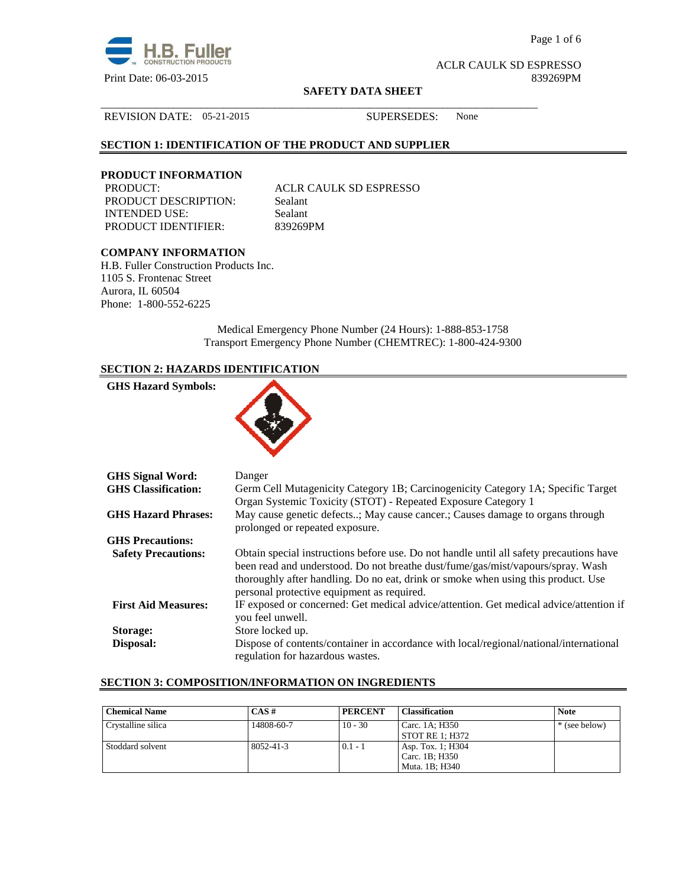ACLR CAULK SD ESPRESSO
Print Date: 06-03-2015 839269PM

**SAFETY DATA SHEET**

REVISION DATE: 05-21-2015 SUPERSEDES: None

## SECTION 1: IDENTIFICATION OF THE PRODUCT AND SUPPLIER

### PRODUCT INFORMATION

PRODUCT: ACLR CAULK SD ESPRESSO
PRODUCT DESCRIPTION: Sealant
INTENDED USE: Sealant
PRODUCT IDENTIFIER: 839269PM

### COMPANY INFORMATION

H.B. Fuller Construction Products Inc.
1105 S. Frontenac Street
Aurora, IL 60504
Phone: 1-800-552-6225

Medical Emergency Phone Number (24 Hours): 1-888-853-1758
Transport Emergency Phone Number (CHEMTREC): 1-800-424-9300

## SECTION 2: HAZARDS IDENTIFICATION

**GHS Hazard Symbols:**

**GHS Signal Word:** Danger

**GHS Classification:** Germ Cell Mutagenicity Category 1B; Carcinogenicity Category 1A; Specific Target Organ Systemic Toxicity (STOT) - Repeated Exposure Category 1

**GHS Hazard Phrases:** May cause genetic defects..; May cause cancer.; Causes damage to organs through prolonged or repeated exposure.

**GHS Precautions:**

**Safety Precautions:** Obtain special instructions before use. Do not handle until all safety precautions have been read and understood. Do not breathe dust/fume/gas/mist/vapours/spray. Wash thoroughly after handling. Do no eat, drink or smoke when using this product. Use personal protective equipment as required.

**First Aid Measures:** IF exposed or concerned: Get medical advice/attention. Get medical advice/attention if you feel unwell.

**Storage:** Store locked up.

**Disposal:** Dispose of contents/container in accordance with local/regional/national/international regulation for hazardous wastes.

## SECTION 3: COMPOSITION/INFORMATION ON INGREDIENTS

| Chemical Name | CAS # | PERCENT | Classification | Note |
|---|---|---|---|---|
| Crystalline silica | 14808-60-7 | 10 - 30 | Carc. 1A; H350<br>STOT RE 1; H372 | * (see below) |
| Stoddard solvent | 8052-41-3 | 0.1 - 1 | Asp. Tox. 1; H304<br>Carc. 1B; H350<br>Muta. 1B; H340 | |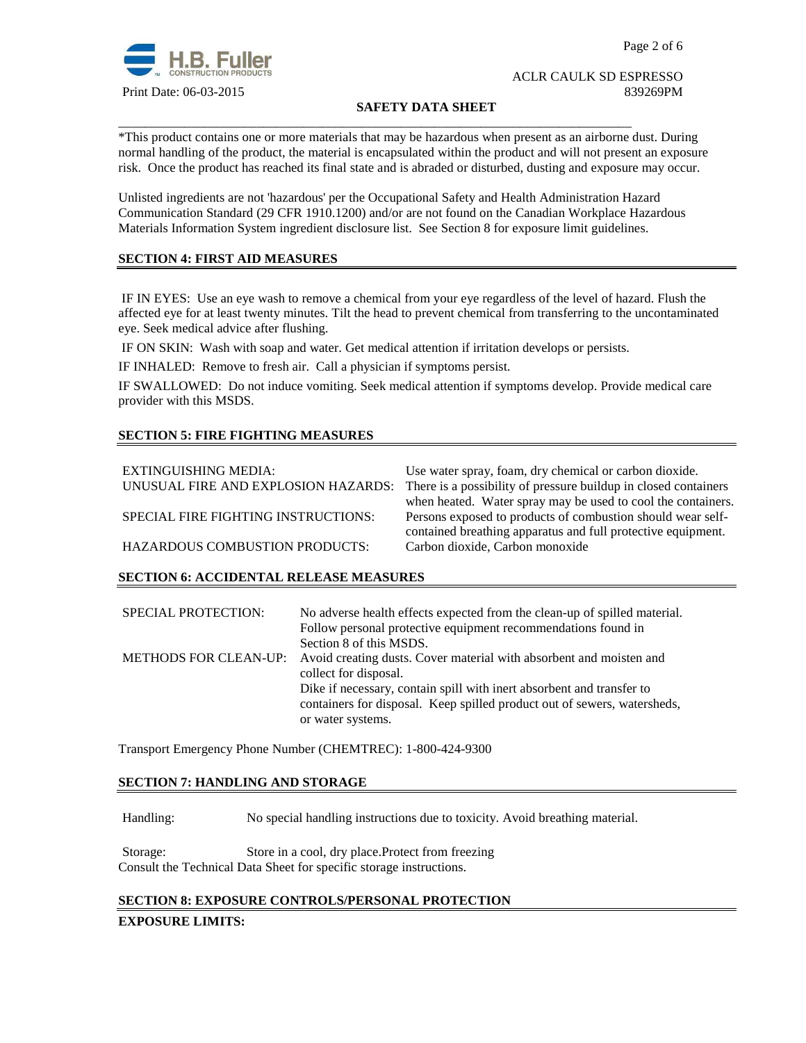*This product contains one or more materials that may be hazardous when present as an airborne dust. During normal handling of the product, the material is encapsulated within the product and will not present an exposure risk. Once the product has reached its final state and is abraded or disturbed, dusting and exposure may occur.

Unlisted ingredients are not 'hazardous' per the Occupational Safety and Health Administration Hazard Communication Standard (29 CFR 1910.1200) and/or are not found on the Canadian Workplace Hazardous Materials Information System ingredient disclosure list. See Section 8 for exposure limit guidelines.

## SECTION 4: FIRST AID MEASURES

IF IN EYES: Use an eye wash to remove a chemical from your eye regardless of the level of hazard. Flush the affected eye for at least twenty minutes. Tilt the head to prevent chemical from transferring to the uncontaminated eye. Seek medical advice after flushing.

IF ON SKIN: Wash with soap and water. Get medical attention if irritation develops or persists.

IF INHALED: Remove to fresh air. Call a physician if symptoms persist.

IF SWALLOWED: Do not induce vomiting. Seek medical attention if symptoms develop. Provide medical care provider with this MSDS.

## SECTION 5: FIRE FIGHTING MEASURES

| | |
|---|---|
| EXTINGUISHING MEDIA: | Use water spray, foam, dry chemical or carbon dioxide. |
| UNUSUAL FIRE AND EXPLOSION HAZARDS: | There is a possibility of pressure buildup in closed containers when heated. Water spray may be used to cool the containers. |
| SPECIAL FIRE FIGHTING INSTRUCTIONS: | Persons exposed to products of combustion should wear self-contained breathing apparatus and full protective equipment. |
| HAZARDOUS COMBUSTION PRODUCTS: | Carbon dioxide, Carbon monoxide |

## SECTION 6: ACCIDENTAL RELEASE MEASURES

| | |
|---|---|
| SPECIAL PROTECTION: | No adverse health effects expected from the clean-up of spilled material. Follow personal protective equipment recommendations found in Section 8 of this MSDS. |
| METHODS FOR CLEAN-UP: | Avoid creating dusts. Cover material with absorbent and moisten and collect for disposal. Dike if necessary, contain spill with inert absorbent and transfer to containers for disposal. Keep spilled product out of sewers, watersheds, or water systems. |

Transport Emergency Phone Number (CHEMTREC): 1-800-424-9300

## SECTION 7: HANDLING AND STORAGE

Handling: No special handling instructions due to toxicity. Avoid breathing material.

Storage: Store in a cool, dry place.Protect from freezing
Consult the Technical Data Sheet for specific storage instructions.

## SECTION 8: EXPOSURE CONTROLS/PERSONAL PROTECTION

**EXPOSURE LIMITS:**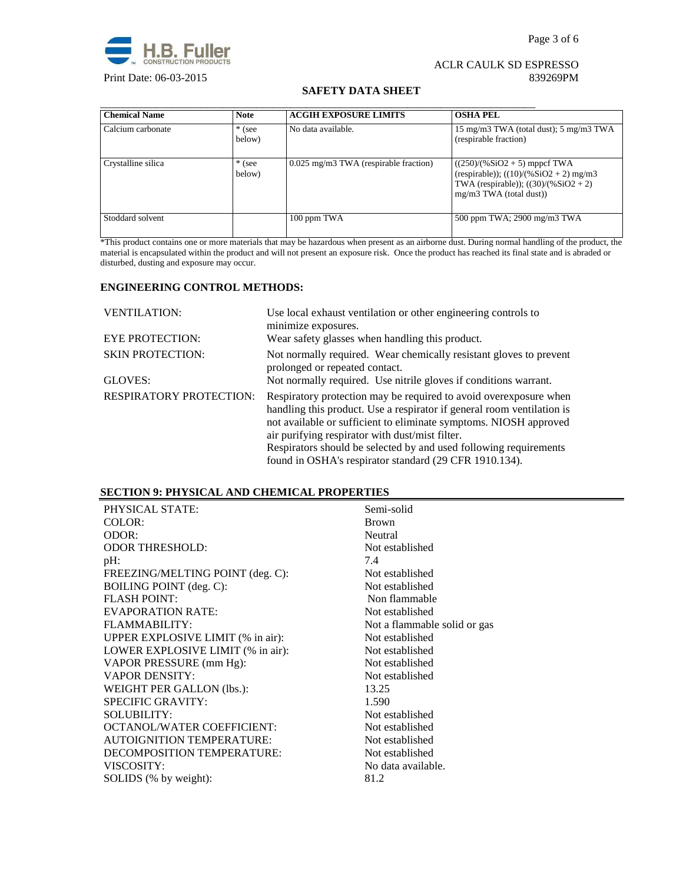| Chemical Name | Note | ACGIH EXPOSURE LIMITS | OSHA PEL |
|---|---|---|---|
| Calcium carbonate | * (see below) | No data available. | 15 mg/m3 TWA (total dust); 5 mg/m3 TWA (respirable fraction) |
| Crystalline silica | * (see below) | 0.025 mg/m3 TWA (respirable fraction) | ((250)/(%SiO2 + 5) mppcf TWA (respirable)); ((10)/(%SiO2 + 2) mg/m3 TWA (respirable)); ((30)/(%SiO2 + 2) mg/m3 TWA (total dust)) |
| Stoddard solvent | | 100 ppm TWA | 500 ppm TWA; 2900 mg/m3 TWA |

*This product contains one or more materials that may be hazardous when present as an airborne dust. During normal handling of the product, the material is encapsulated within the product and will not present an exposure risk. Once the product has reached its final state and is abraded or disturbed, dusting and exposure may occur.

### ENGINEERING CONTROL METHODS:

| | |
|---|---|
| VENTILATION: | Use local exhaust ventilation or other engineering controls to minimize exposures. |
| EYE PROTECTION: | Wear safety glasses when handling this product. |
| SKIN PROTECTION: | Not normally required. Wear chemically resistant gloves to prevent prolonged or repeated contact. |
| GLOVES: | Not normally required. Use nitrile gloves if conditions warrant. |
| RESPIRATORY PROTECTION: | Respiratory protection may be required to avoid overexposure when handling this product. Use a respirator if general room ventilation is not available or sufficient to eliminate symptoms. NIOSH approved air purifying respirator with dust/mist filter. Respirators should be selected by and used following requirements found in OSHA's respirator standard (29 CFR 1910.134). |

## SECTION 9: PHYSICAL AND CHEMICAL PROPERTIES

| | |
|---|---|
| PHYSICAL STATE: | Semi-solid |
| COLOR: | Brown |
| ODOR: | Neutral |
| ODOR THRESHOLD: | Not established |
| pH: | 7.4 |
| FREEZING/MELTING POINT (deg. C): | Not established |
| BOILING POINT (deg. C): | Not established |
| FLASH POINT: | Non flammable |
| EVAPORATION RATE: | Not established |
| FLAMMABILITY: | Not a flammable solid or gas |
| UPPER EXPLOSIVE LIMIT (% in air): | Not established |
| LOWER EXPLOSIVE LIMIT (% in air): | Not established |
| VAPOR PRESSURE (mm Hg): | Not established |
| VAPOR DENSITY: | Not established |
| WEIGHT PER GALLON (lbs.): | 13.25 |
| SPECIFIC GRAVITY: | 1.590 |
| SOLUBILITY: | Not established |
| OCTANOL/WATER COEFFICIENT: | Not established |
| AUTOIGNITION TEMPERATURE: | Not established |
| DECOMPOSITION TEMPERATURE: | Not established |
| VISCOSITY: | No data available. |
| SOLIDS (% by weight): | 81.2 |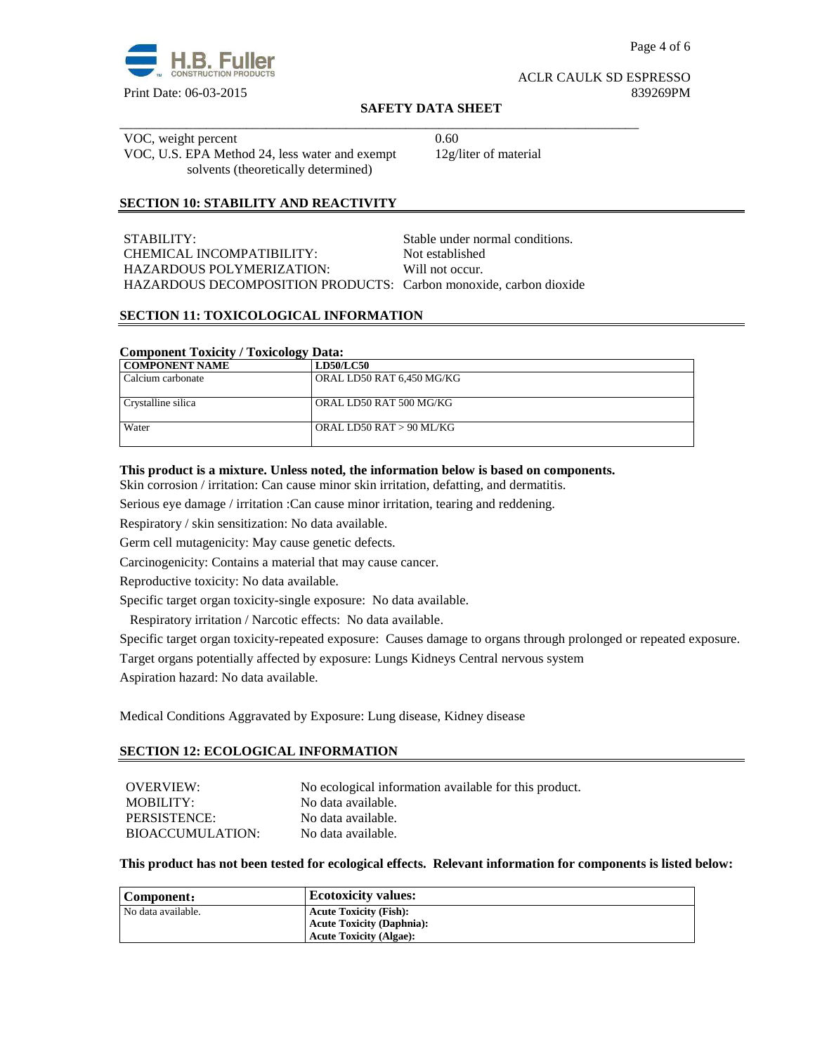VOC, weight percent 0.60
VOC, U.S. EPA Method 24, less water and exempt solvents (theoretically determined) 12g/liter of material

## SECTION 10: STABILITY AND REACTIVITY

STABILITY: Stable under normal conditions.
CHEMICAL INCOMPATIBILITY: Not established
HAZARDOUS POLYMERIZATION: Will not occur.
HAZARDOUS DECOMPOSITION PRODUCTS: Carbon monoxide, carbon dioxide

## SECTION 11: TOXICOLOGICAL INFORMATION

**Component Toxicity / Toxicology Data:**

| COMPONENT NAME | LD50/LC50 |
|---|---|
| Calcium carbonate | ORAL LD50 RAT 6,450 MG/KG |
| Crystalline silica | ORAL LD50 RAT 500 MG/KG |
| Water | ORAL LD50 RAT > 90 ML/KG |

**This product is a mixture. Unless noted, the information below is based on components.**

Skin corrosion / irritation: Can cause minor skin irritation, defatting, and dermatitis.

Serious eye damage / irritation :Can cause minor irritation, tearing and reddening.

Respiratory / skin sensitization: No data available.

Germ cell mutagenicity: May cause genetic defects.

Carcinogenicity: Contains a material that may cause cancer.

Reproductive toxicity: No data available.

Specific target organ toxicity-single exposure: No data available.

Respiratory irritation / Narcotic effects: No data available.

Specific target organ toxicity-repeated exposure: Causes damage to organs through prolonged or repeated exposure.

Target organs potentially affected by exposure: Lungs Kidneys Central nervous system

Aspiration hazard: No data available.

Medical Conditions Aggravated by Exposure: Lung disease, Kidney disease

## SECTION 12: ECOLOGICAL INFORMATION

OVERVIEW: No ecological information available for this product.
MOBILITY: No data available.
PERSISTENCE: No data available.
BIOACCUMULATION: No data available.

**This product has not been tested for ecological effects. Relevant information for components is listed below:**

| Component: | Ecotoxicity values: |
|---|---|
| No data available. | **Acute Toxicity (Fish):**<br>**Acute Toxicity (Daphnia):**<br>**Acute Toxicity (Algae):** |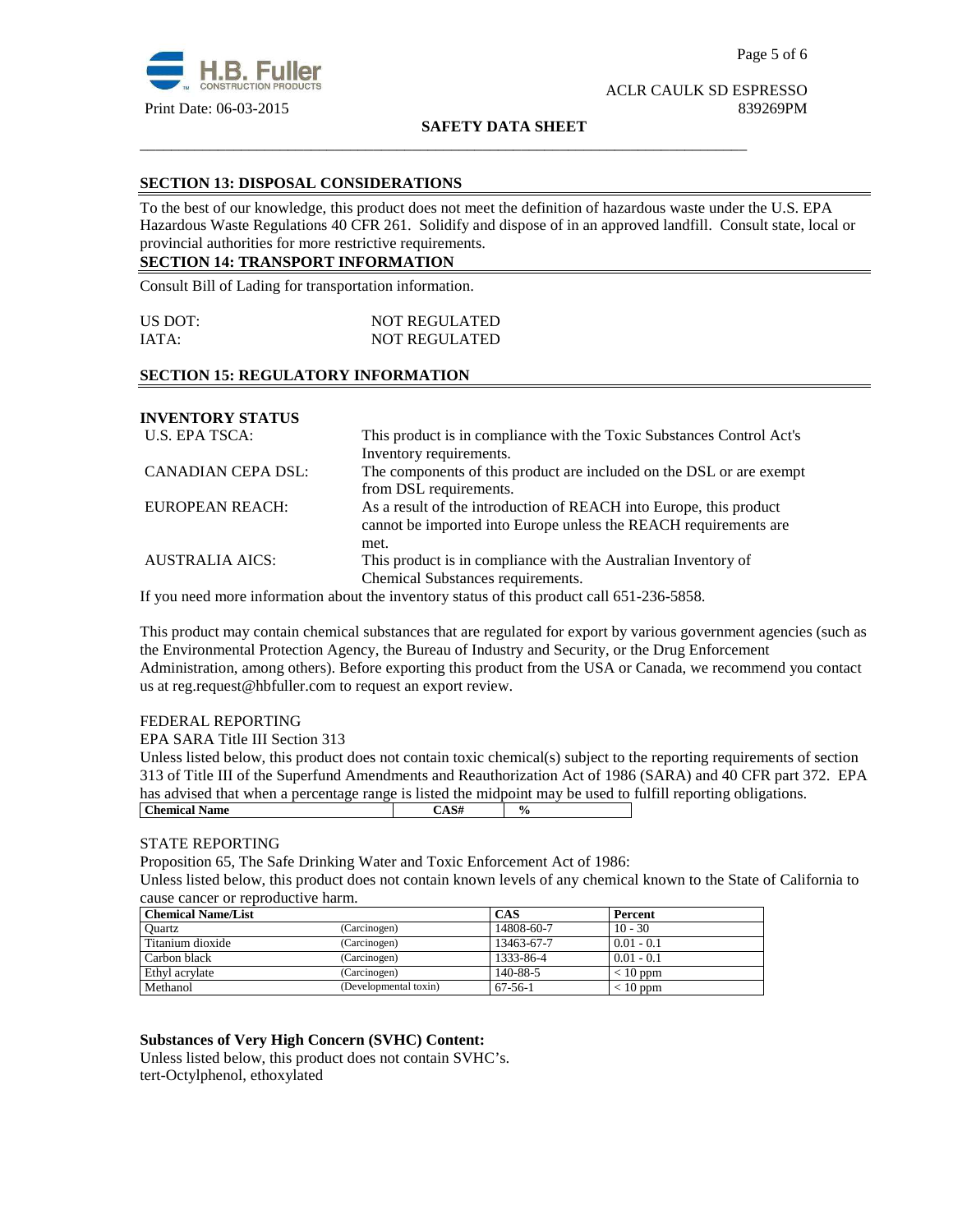## SECTION 13: DISPOSAL CONSIDERATIONS

To the best of our knowledge, this product does not meet the definition of hazardous waste under the U.S. EPA Hazardous Waste Regulations 40 CFR 261. Solidify and dispose of in an approved landfill. Consult state, local or provincial authorities for more restrictive requirements.

## SECTION 14: TRANSPORT INFORMATION

Consult Bill of Lading for transportation information.

| | |
|---|---|
| US DOT: | NOT REGULATED |
| IATA: | NOT REGULATED |

## SECTION 15: REGULATORY INFORMATION

**INVENTORY STATUS**

| | |
|---|---|
| U.S. EPA TSCA: | This product is in compliance with the Toxic Substances Control Act's Inventory requirements. |
| CANADIAN CEPA DSL: | The components of this product are included on the DSL or are exempt from DSL requirements. |
| EUROPEAN REACH: | As a result of the introduction of REACH into Europe, this product cannot be imported into Europe unless the REACH requirements are met. |
| AUSTRALIA AICS: | This product is in compliance with the Australian Inventory of Chemical Substances requirements. |

If you need more information about the inventory status of this product call 651-236-5858.

This product may contain chemical substances that are regulated for export by various government agencies (such as the Environmental Protection Agency, the Bureau of Industry and Security, or the Drug Enforcement Administration, among others). Before exporting this product from the USA or Canada, we recommend you contact us at reg.request@hbfuller.com to request an export review.

FEDERAL REPORTING

EPA SARA Title III Section 313

Unless listed below, this product does not contain toxic chemical(s) subject to the reporting requirements of section 313 of Title III of the Superfund Amendments and Reauthorization Act of 1986 (SARA) and 40 CFR part 372. EPA has advised that when a percentage range is listed the midpoint may be used to fulfill reporting obligations.

| Chemical Name | CAS# | % |
|---|---|---|

STATE REPORTING

Proposition 65, The Safe Drinking Water and Toxic Enforcement Act of 1986:

Unless listed below, this product does not contain known levels of any chemical known to the State of California to cause cancer or reproductive harm.

| Chemical Name/List | | CAS | Percent |
|---|---|---|---|
| Quartz | (Carcinogen) | 14808-60-7 | 10 - 30 |
| Titanium dioxide | (Carcinogen) | 13463-67-7 | 0.01 - 0.1 |
| Carbon black | (Carcinogen) | 1333-86-4 | 0.01 - 0.1 |
| Ethyl acrylate | (Carcinogen) | 140-88-5 | < 10 ppm |
| Methanol | (Developmental toxin) | 67-56-1 | < 10 ppm |

**Substances of Very High Concern (SVHC) Content:**

Unless listed below, this product does not contain SVHC's.

tert-Octylphenol, ethoxylated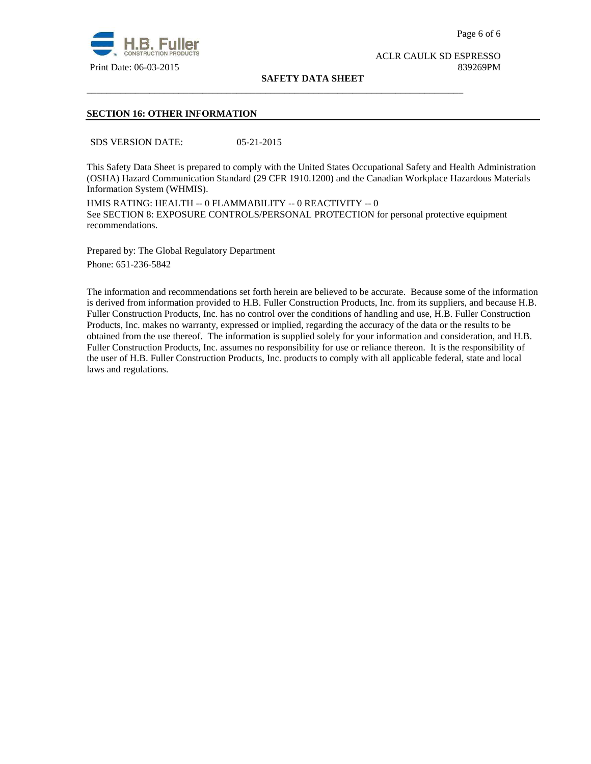## SECTION 16: OTHER INFORMATION

SDS VERSION DATE: 05-21-2015

This Safety Data Sheet is prepared to comply with the United States Occupational Safety and Health Administration (OSHA) Hazard Communication Standard (29 CFR 1910.1200) and the Canadian Workplace Hazardous Materials Information System (WHMIS).

HMIS RATING: HEALTH -- 0 FLAMMABILITY -- 0 REACTIVITY -- 0
See SECTION 8: EXPOSURE CONTROLS/PERSONAL PROTECTION for personal protective equipment recommendations.

Prepared by: The Global Regulatory Department
Phone: 651-236-5842

The information and recommendations set forth herein are believed to be accurate. Because some of the information is derived from information provided to H.B. Fuller Construction Products, Inc. from its suppliers, and because H.B. Fuller Construction Products, Inc. has no control over the conditions of handling and use, H.B. Fuller Construction Products, Inc. makes no warranty, expressed or implied, regarding the accuracy of the data or the results to be obtained from the use thereof. The information is supplied solely for your information and consideration, and H.B. Fuller Construction Products, Inc. assumes no responsibility for use or reliance thereon. It is the responsibility of the user of H.B. Fuller Construction Products, Inc. products to comply with all applicable federal, state and local laws and regulations.